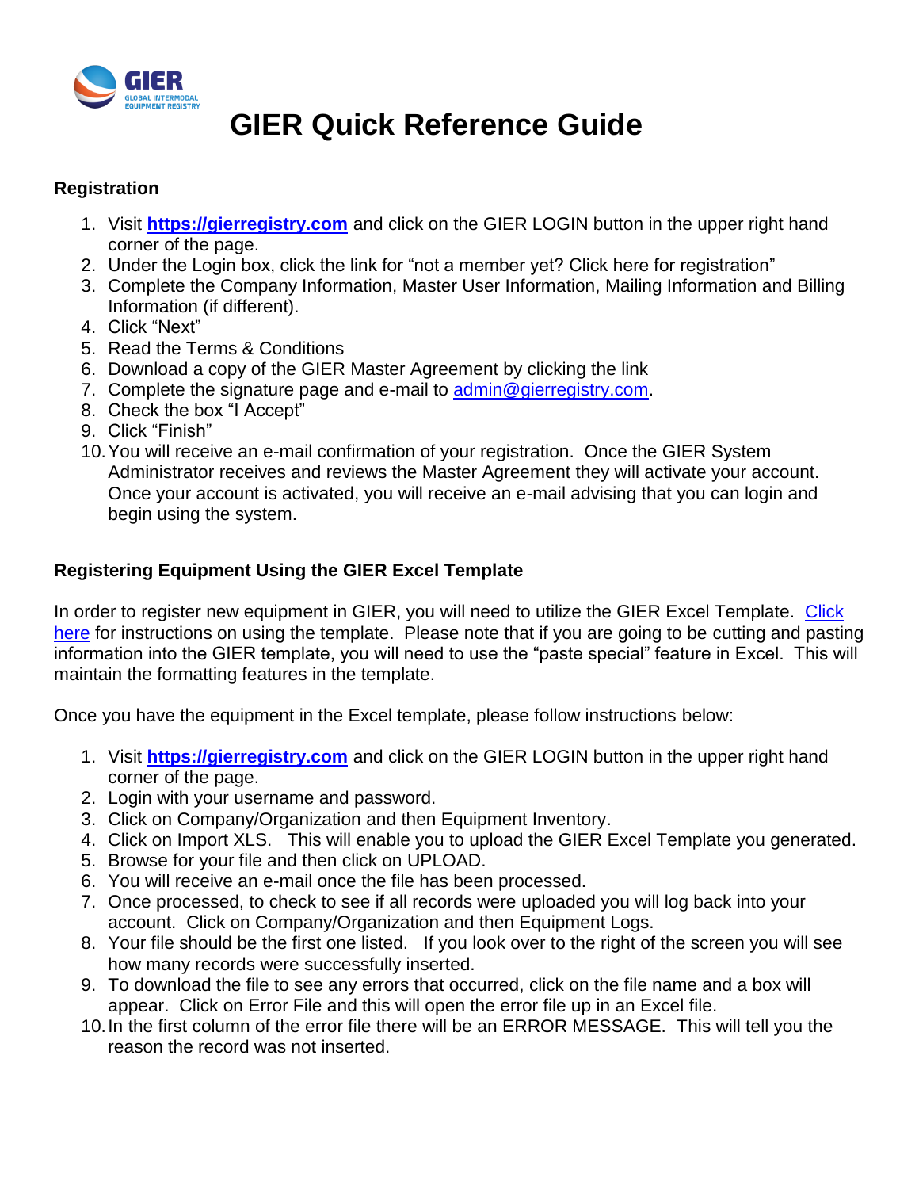# GIER Quick Reference Guide

### Registration

1. Visit **https://gierregistry.com** and click on the GIER LOGIN button in the upper right hand corner of the page.
2. Under the Login box, click the link for "not a member yet? Click here for registration"
3. Complete the Company Information, Master User Information, Mailing Information and Billing Information (if different).
4. Click "Next"
5. Read the Terms & Conditions
6. Download a copy of the GIER Master Agreement by clicking the link
7. Complete the signature page and e-mail to admin@gierregistry.com.
8. Check the box "I Accept"
9. Click "Finish"
10. You will receive an e-mail confirmation of your registration. Once the GIER System Administrator receives and reviews the Master Agreement they will activate your account. Once your account is activated, you will receive an e-mail advising that you can login and begin using the system.

### Registering Equipment Using the GIER Excel Template

In order to register new equipment in GIER, you will need to utilize the GIER Excel Template. Click here for instructions on using the template. Please note that if you are going to be cutting and pasting information into the GIER template, you will need to use the "paste special" feature in Excel. This will maintain the formatting features in the template.

Once you have the equipment in the Excel template, please follow instructions below:

1. Visit **https://gierregistry.com** and click on the GIER LOGIN button in the upper right hand corner of the page.
2. Login with your username and password.
3. Click on Company/Organization and then Equipment Inventory.
4. Click on Import XLS. This will enable you to upload the GIER Excel Template you generated.
5. Browse for your file and then click on UPLOAD.
6. You will receive an e-mail once the file has been processed.
7. Once processed, to check to see if all records were uploaded you will log back into your account. Click on Company/Organization and then Equipment Logs.
8. Your file should be the first one listed. If you look over to the right of the screen you will see how many records were successfully inserted.
9. To download the file to see any errors that occurred, click on the file name and a box will appear. Click on Error File and this will open the error file up in an Excel file.
10. In the first column of the error file there will be an ERROR MESSAGE. This will tell you the reason the record was not inserted.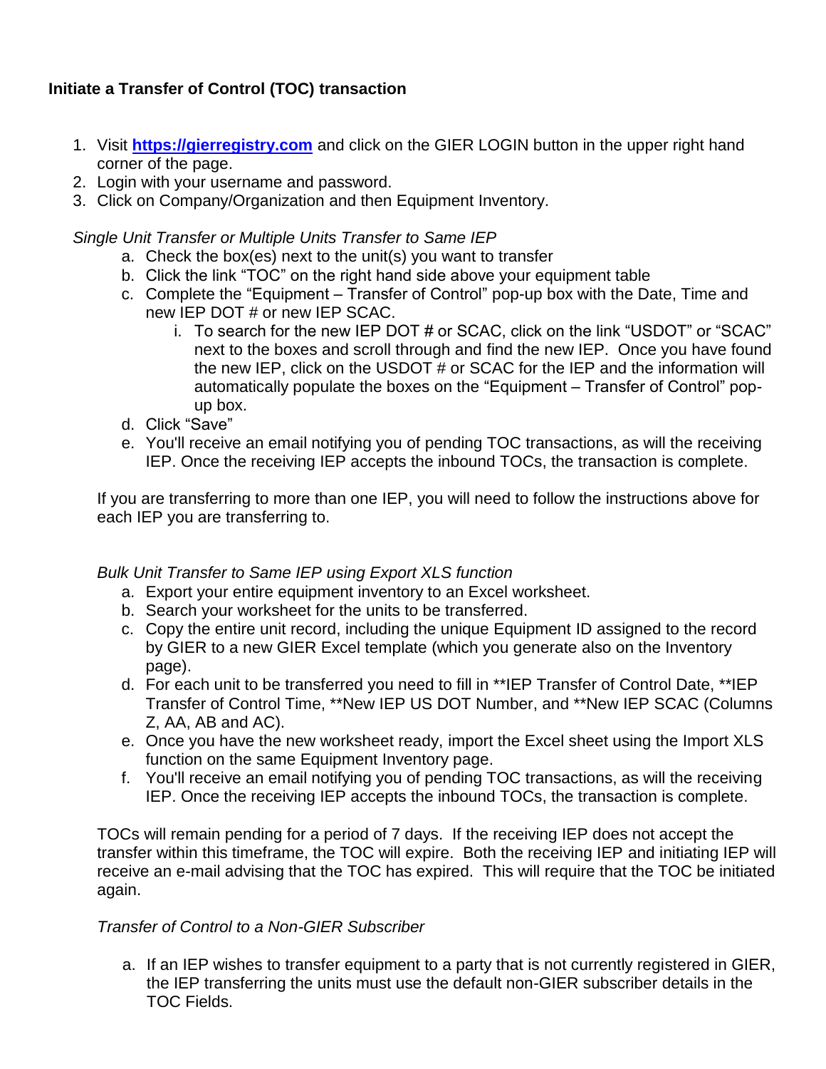**Initiate a Transfer of Control (TOC) transaction**

1. Visit **[https://gierregistry.com](https://gierregistry.com)** and click on the GIER LOGIN button in the upper right hand corner of the page.
2. Login with your username and password.
3. Click on Company/Organization and then Equipment Inventory.

*Single Unit Transfer or Multiple Units Transfer to Same IEP*

a. Check the box(es) next to the unit(s) you want to transfer
b. Click the link "TOC" on the right hand side above your equipment table
c. Complete the "Equipment – Transfer of Control" pop-up box with the Date, Time and new IEP DOT # or new IEP SCAC.
    i. To search for the new IEP DOT # or SCAC, click on the link "USDOT" or "SCAC" next to the boxes and scroll through and find the new IEP. Once you have found the new IEP, click on the USDOT # or SCAC for the IEP and the information will automatically populate the boxes on the "Equipment – Transfer of Control" pop-up box.
d. Click "Save"
e. You'll receive an email notifying you of pending TOC transactions, as will the receiving IEP. Once the receiving IEP accepts the inbound TOCs, the transaction is complete.

If you are transferring to more than one IEP, you will need to follow the instructions above for each IEP you are transferring to.

*Bulk Unit Transfer to Same IEP using Export XLS function*

a. Export your entire equipment inventory to an Excel worksheet.
b. Search your worksheet for the units to be transferred.
c. Copy the entire unit record, including the unique Equipment ID assigned to the record by GIER to a new GIER Excel template (which you generate also on the Inventory page).
d. For each unit to be transferred you need to fill in **IEP Transfer of Control Date, **IEP Transfer of Control Time, **New IEP US DOT Number, and **New IEP SCAC (Columns Z, AA, AB and AC).
e. Once you have the new worksheet ready, import the Excel sheet using the Import XLS function on the same Equipment Inventory page.
f. You'll receive an email notifying you of pending TOC transactions, as will the receiving IEP. Once the receiving IEP accepts the inbound TOCs, the transaction is complete.

TOCs will remain pending for a period of 7 days. If the receiving IEP does not accept the transfer within this timeframe, the TOC will expire. Both the receiving IEP and initiating IEP will receive an e-mail advising that the TOC has expired. This will require that the TOC be initiated again.

*Transfer of Control to a Non-GIER Subscriber*

a. If an IEP wishes to transfer equipment to a party that is not currently registered in GIER, the IEP transferring the units must use the default non-GIER subscriber details in the TOC Fields.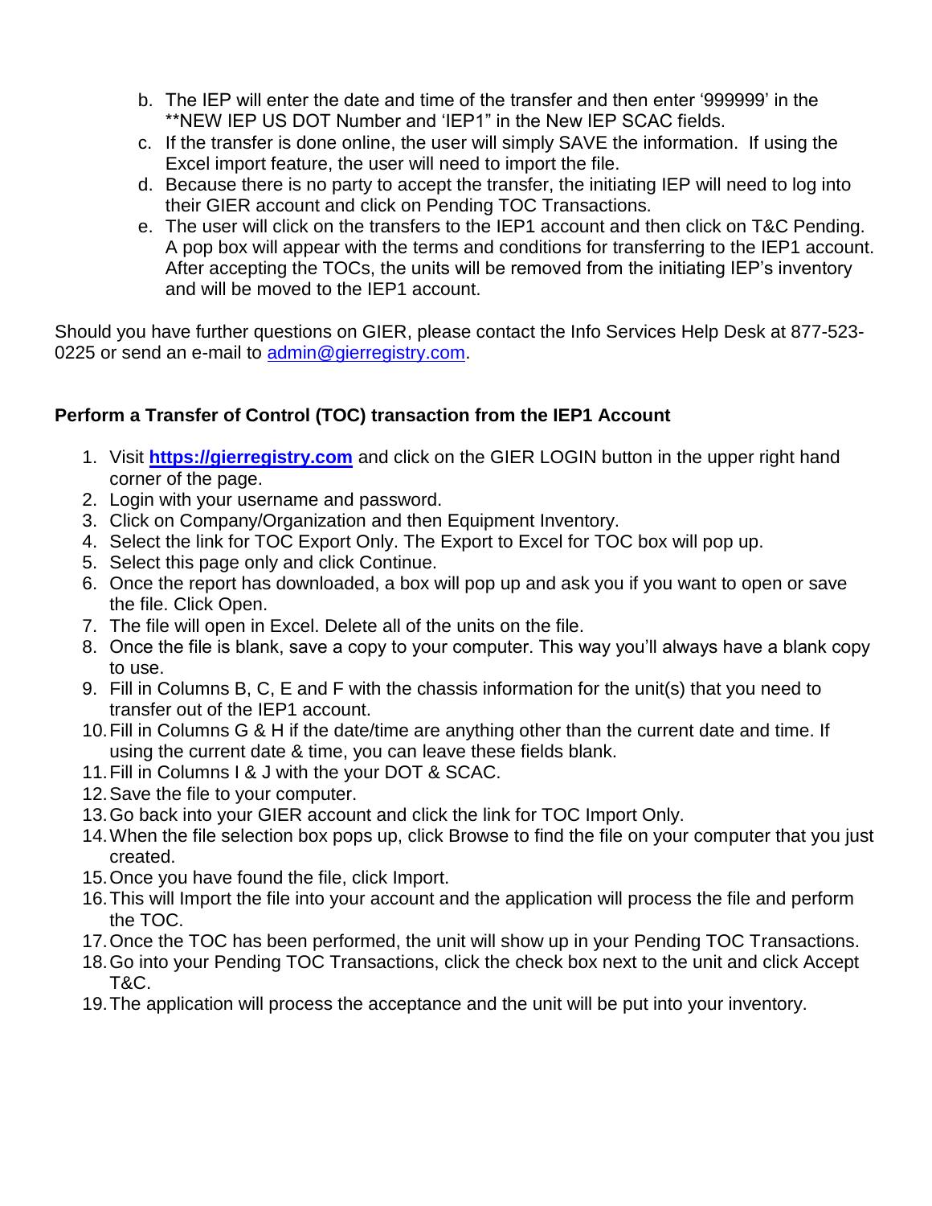b. The IEP will enter the date and time of the transfer and then enter '999999' in the **NEW IEP US DOT Number and 'IEP1" in the New IEP SCAC fields.
c. If the transfer is done online, the user will simply SAVE the information. If using the Excel import feature, the user will need to import the file.
d. Because there is no party to accept the transfer, the initiating IEP will need to log into their GIER account and click on Pending TOC Transactions.
e. The user will click on the transfers to the IEP1 account and then click on T&C Pending. A pop box will appear with the terms and conditions for transferring to the IEP1 account. After accepting the TOCs, the units will be removed from the initiating IEP's inventory and will be moved to the IEP1 account.

Should you have further questions on GIER, please contact the Info Services Help Desk at 877-523-0225 or send an e-mail to admin@gierregistry.com.

**Perform a Transfer of Control (TOC) transaction from the IEP1 Account**

1. Visit **https://gierregistry.com** and click on the GIER LOGIN button in the upper right hand corner of the page.
2. Login with your username and password.
3. Click on Company/Organization and then Equipment Inventory.
4. Select the link for TOC Export Only. The Export to Excel for TOC box will pop up.
5. Select this page only and click Continue.
6. Once the report has downloaded, a box will pop up and ask you if you want to open or save the file. Click Open.
7. The file will open in Excel. Delete all of the units on the file.
8. Once the file is blank, save a copy to your computer. This way you'll always have a blank copy to use.
9. Fill in Columns B, C, E and F with the chassis information for the unit(s) that you need to transfer out of the IEP1 account.
10. Fill in Columns G & H if the date/time are anything other than the current date and time. If using the current date & time, you can leave these fields blank.
11. Fill in Columns I & J with the your DOT & SCAC.
12. Save the file to your computer.
13. Go back into your GIER account and click the link for TOC Import Only.
14. When the file selection box pops up, click Browse to find the file on your computer that you just created.
15. Once you have found the file, click Import.
16. This will Import the file into your account and the application will process the file and perform the TOC.
17. Once the TOC has been performed, the unit will show up in your Pending TOC Transactions.
18. Go into your Pending TOC Transactions, click the check box next to the unit and click Accept T&C.
19. The application will process the acceptance and the unit will be put into your inventory.